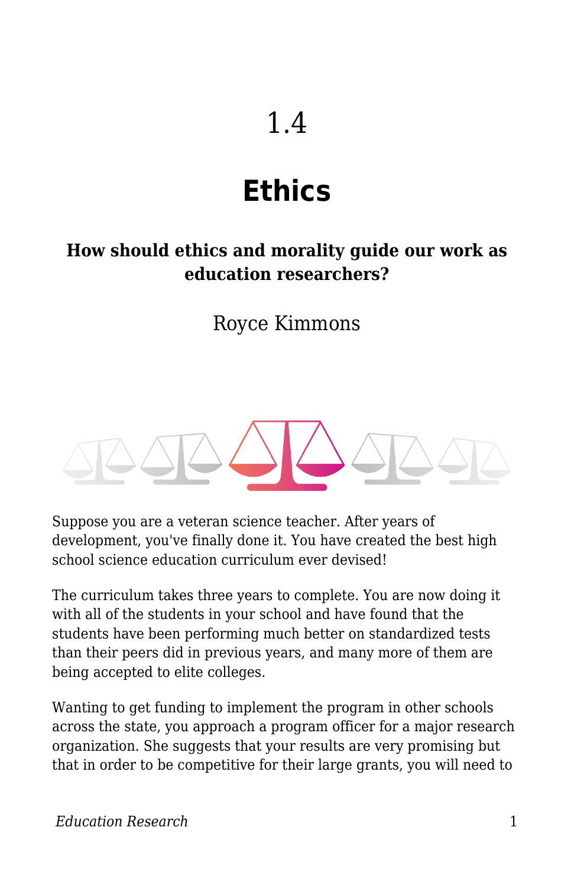# 1.4

# Ethics

### How should ethics and morality guide our work as education researchers?

Royce Kimmons

Suppose you are a veteran science teacher. After years of development, you've finally done it. You have created the best high school science education curriculum ever devised!

The curriculum takes three years to complete. You are now doing it with all of the students in your school and have found that the students have been performing much better on standardized tests than their peers did in previous years, and many more of them are being accepted to elite colleges.

Wanting to get funding to implement the program in other schools across the state, you approach a program officer for a major research organization. She suggests that your results are very promising but that in order to be competitive for their large grants, you will need to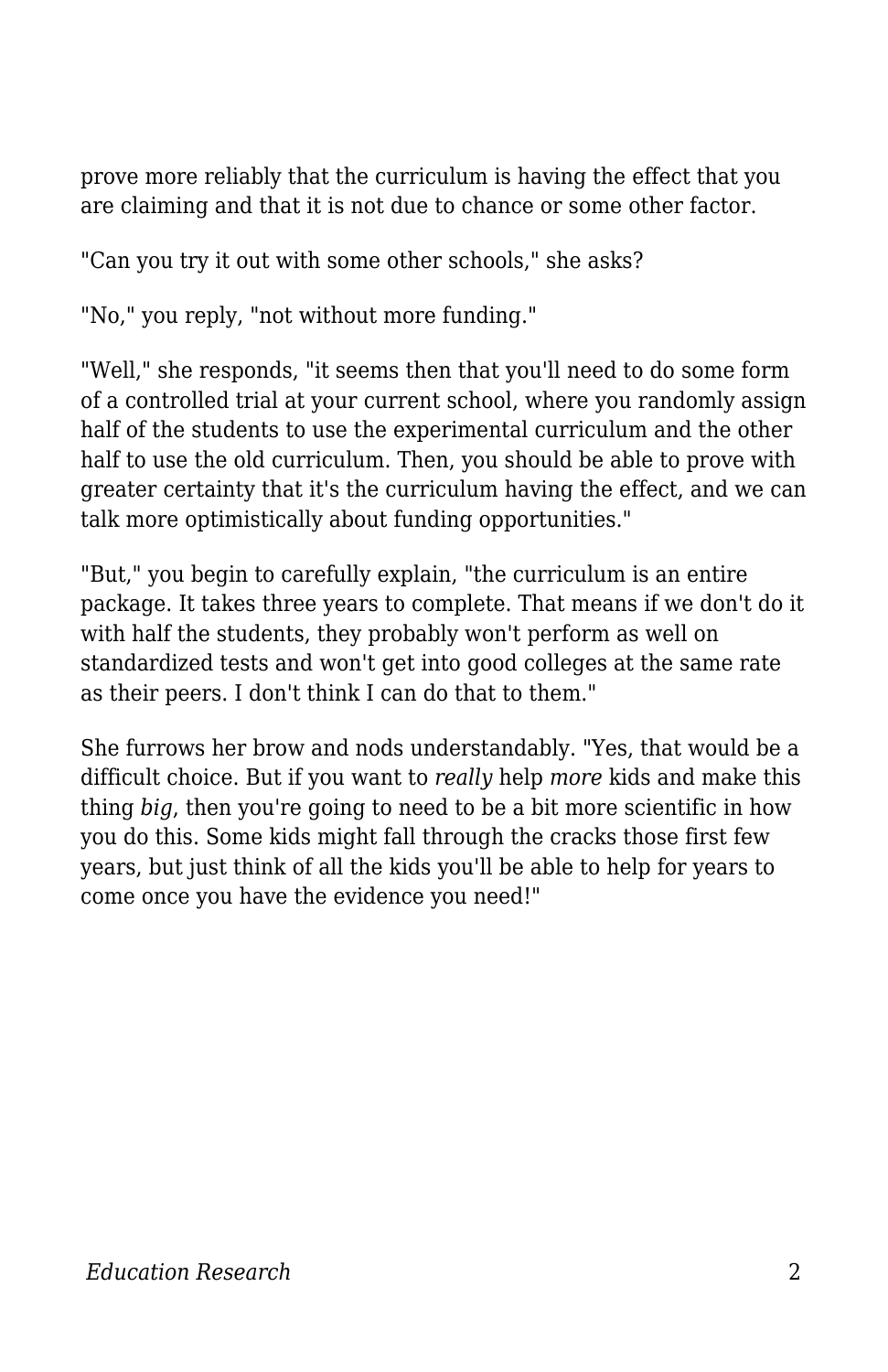prove more reliably that the curriculum is having the effect that you are claiming and that it is not due to chance or some other factor.

"Can you try it out with some other schools," she asks?

"No," you reply, "not without more funding."

"Well," she responds, "it seems then that you'll need to do some form of a controlled trial at your current school, where you randomly assign half of the students to use the experimental curriculum and the other half to use the old curriculum. Then, you should be able to prove with greater certainty that it's the curriculum having the effect, and we can talk more optimistically about funding opportunities."

"But," you begin to carefully explain, "the curriculum is an entire package. It takes three years to complete. That means if we don't do it with half the students, they probably won't perform as well on standardized tests and won't get into good colleges at the same rate as their peers. I don't think I can do that to them."

She furrows her brow and nods understandably. "Yes, that would be a difficult choice. But if you want to *really* help *more* kids and make this thing *big*, then you're going to need to be a bit more scientific in how you do this. Some kids might fall through the cracks those first few years, but just think of all the kids you'll be able to help for years to come once you have the evidence you need!"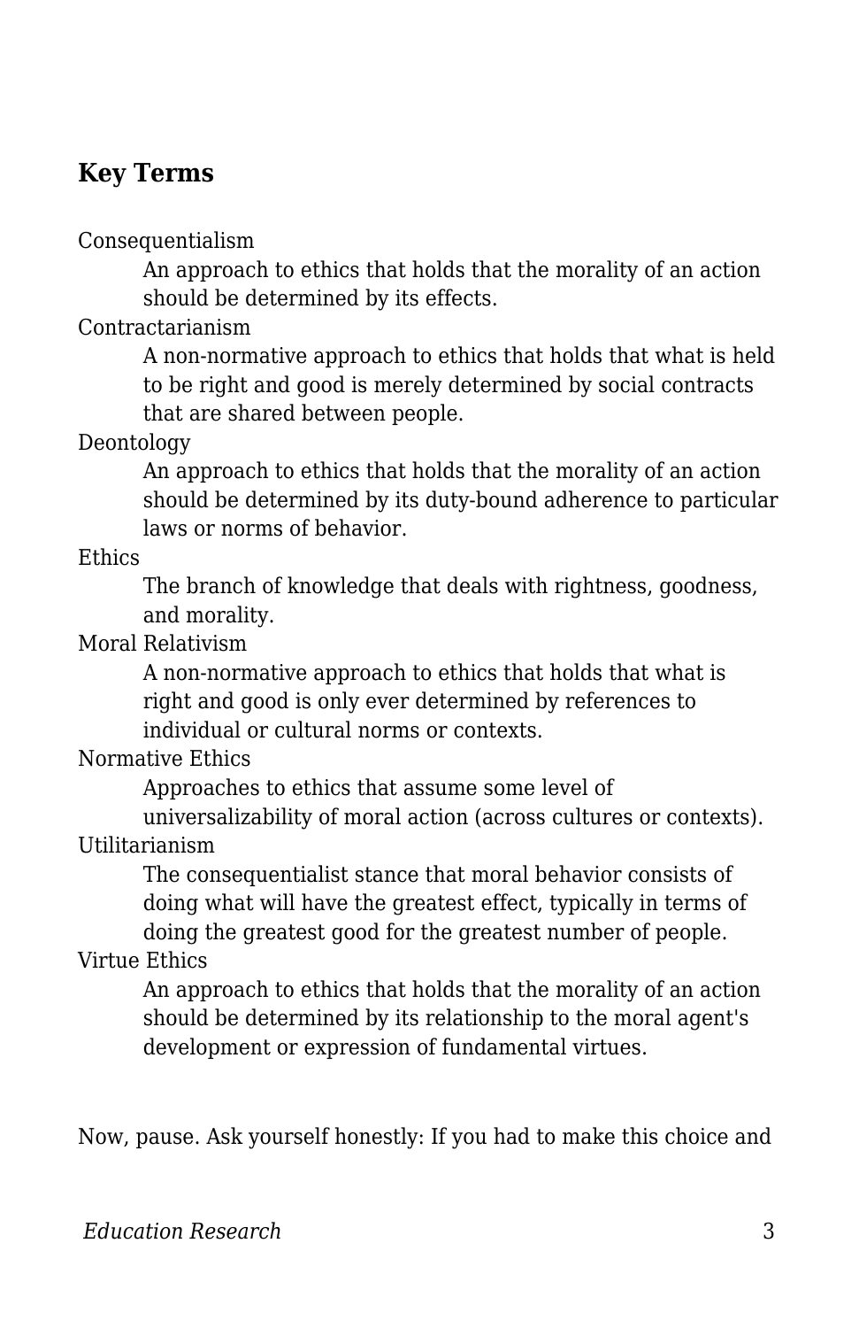### Key Terms

Consequentialism
: An approach to ethics that holds that the morality of an action should be determined by its effects.

Contractarianism
: A non-normative approach to ethics that holds that what is held to be right and good is merely determined by social contracts that are shared between people.

Deontology
: An approach to ethics that holds that the morality of an action should be determined by its duty-bound adherence to particular laws or norms of behavior.

Ethics
: The branch of knowledge that deals with rightness, goodness, and morality.

Moral Relativism
: A non-normative approach to ethics that holds that what is right and good is only ever determined by references to individual or cultural norms or contexts.

Normative Ethics
: Approaches to ethics that assume some level of universalizability of moral action (across cultures or contexts).

Utilitarianism
: The consequentialist stance that moral behavior consists of doing what will have the greatest effect, typically in terms of doing the greatest good for the greatest number of people.

Virtue Ethics
: An approach to ethics that holds that the morality of an action should be determined by its relationship to the moral agent's development or expression of fundamental virtues.

Now, pause. Ask yourself honestly: If you had to make this choice and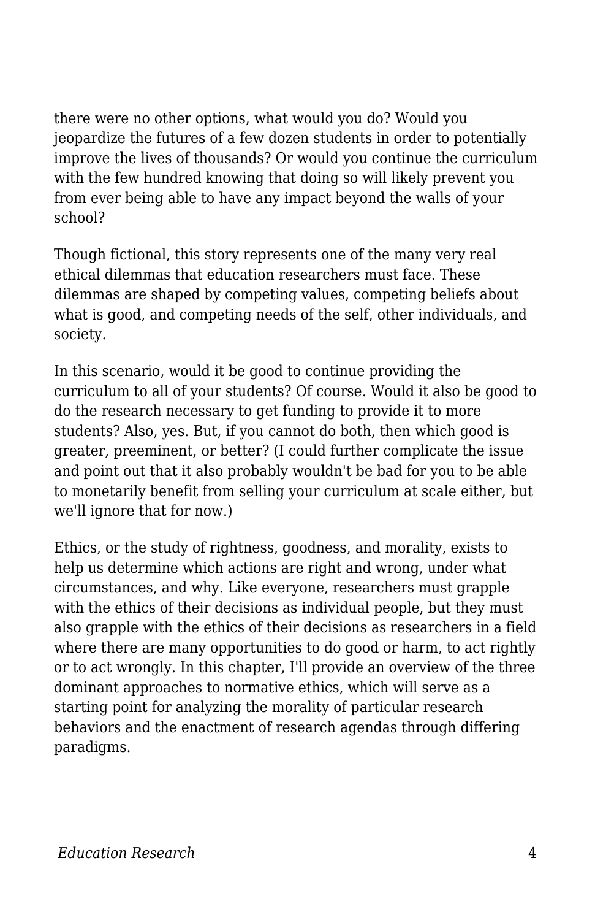there were no other options, what would you do? Would you jeopardize the futures of a few dozen students in order to potentially improve the lives of thousands? Or would you continue the curriculum with the few hundred knowing that doing so will likely prevent you from ever being able to have any impact beyond the walls of your school?

Though fictional, this story represents one of the many very real ethical dilemmas that education researchers must face. These dilemmas are shaped by competing values, competing beliefs about what is good, and competing needs of the self, other individuals, and society.

In this scenario, would it be good to continue providing the curriculum to all of your students? Of course. Would it also be good to do the research necessary to get funding to provide it to more students? Also, yes. But, if you cannot do both, then which good is greater, preeminent, or better? (I could further complicate the issue and point out that it also probably wouldn't be bad for you to be able to monetarily benefit from selling your curriculum at scale either, but we'll ignore that for now.)

Ethics, or the study of rightness, goodness, and morality, exists to help us determine which actions are right and wrong, under what circumstances, and why. Like everyone, researchers must grapple with the ethics of their decisions as individual people, but they must also grapple with the ethics of their decisions as researchers in a field where there are many opportunities to do good or harm, to act rightly or to act wrongly. In this chapter, I'll provide an overview of the three dominant approaches to normative ethics, which will serve as a starting point for analyzing the morality of particular research behaviors and the enactment of research agendas through differing paradigms.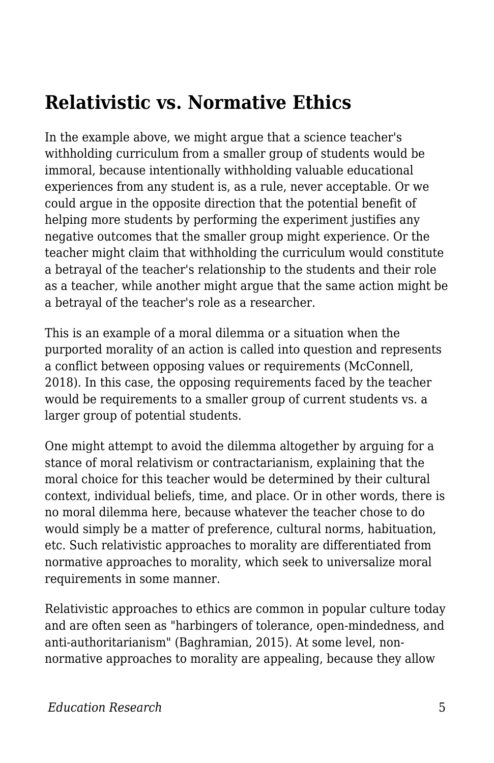## Relativistic vs. Normative Ethics

In the example above, we might argue that a science teacher's withholding curriculum from a smaller group of students would be immoral, because intentionally withholding valuable educational experiences from any student is, as a rule, never acceptable. Or we could argue in the opposite direction that the potential benefit of helping more students by performing the experiment justifies any negative outcomes that the smaller group might experience. Or the teacher might claim that withholding the curriculum would constitute a betrayal of the teacher's relationship to the students and their role as a teacher, while another might argue that the same action might be a betrayal of the teacher's role as a researcher.

This is an example of a moral dilemma or a situation when the purported morality of an action is called into question and represents a conflict between opposing values or requirements (McConnell, 2018). In this case, the opposing requirements faced by the teacher would be requirements to a smaller group of current students vs. a larger group of potential students.

One might attempt to avoid the dilemma altogether by arguing for a stance of moral relativism or contractarianism, explaining that the moral choice for this teacher would be determined by their cultural context, individual beliefs, time, and place. Or in other words, there is no moral dilemma here, because whatever the teacher chose to do would simply be a matter of preference, cultural norms, habituation, etc. Such relativistic approaches to morality are differentiated from normative approaches to morality, which seek to universalize moral requirements in some manner.

Relativistic approaches to ethics are common in popular culture today and are often seen as "harbingers of tolerance, open-mindedness, and anti-authoritarianism" (Baghramian, 2015). At some level, non-normative approaches to morality are appealing, because they allow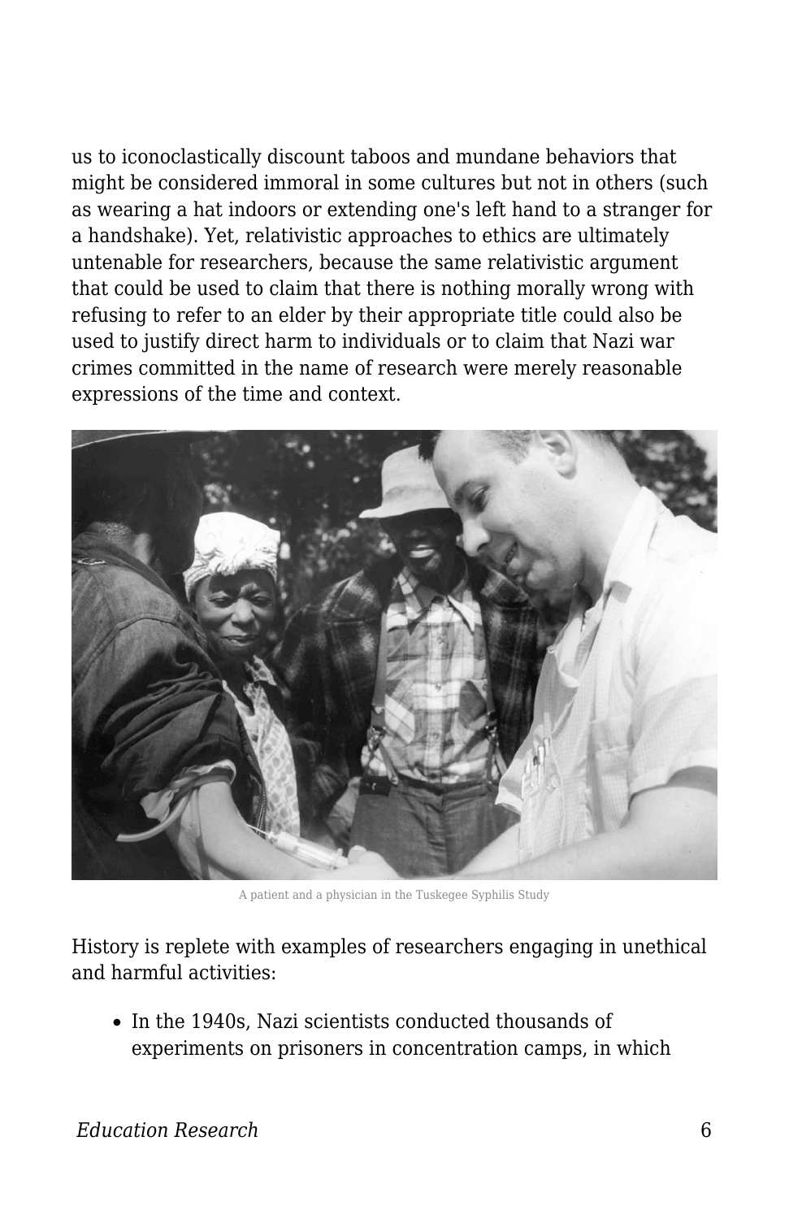us to iconoclastically discount taboos and mundane behaviors that might be considered immoral in some cultures but not in others (such as wearing a hat indoors or extending one's left hand to a stranger for a handshake). Yet, relativistic approaches to ethics are ultimately untenable for researchers, because the same relativistic argument that could be used to claim that there is nothing morally wrong with refusing to refer to an elder by their appropriate title could also be used to justify direct harm to individuals or to claim that Nazi war crimes committed in the name of research were merely reasonable expressions of the time and context.

A patient and a physician in the Tuskegee Syphilis Study

History is replete with examples of researchers engaging in unethical and harmful activities:

- In the 1940s, Nazi scientists conducted thousands of experiments on prisoners in concentration camps, in which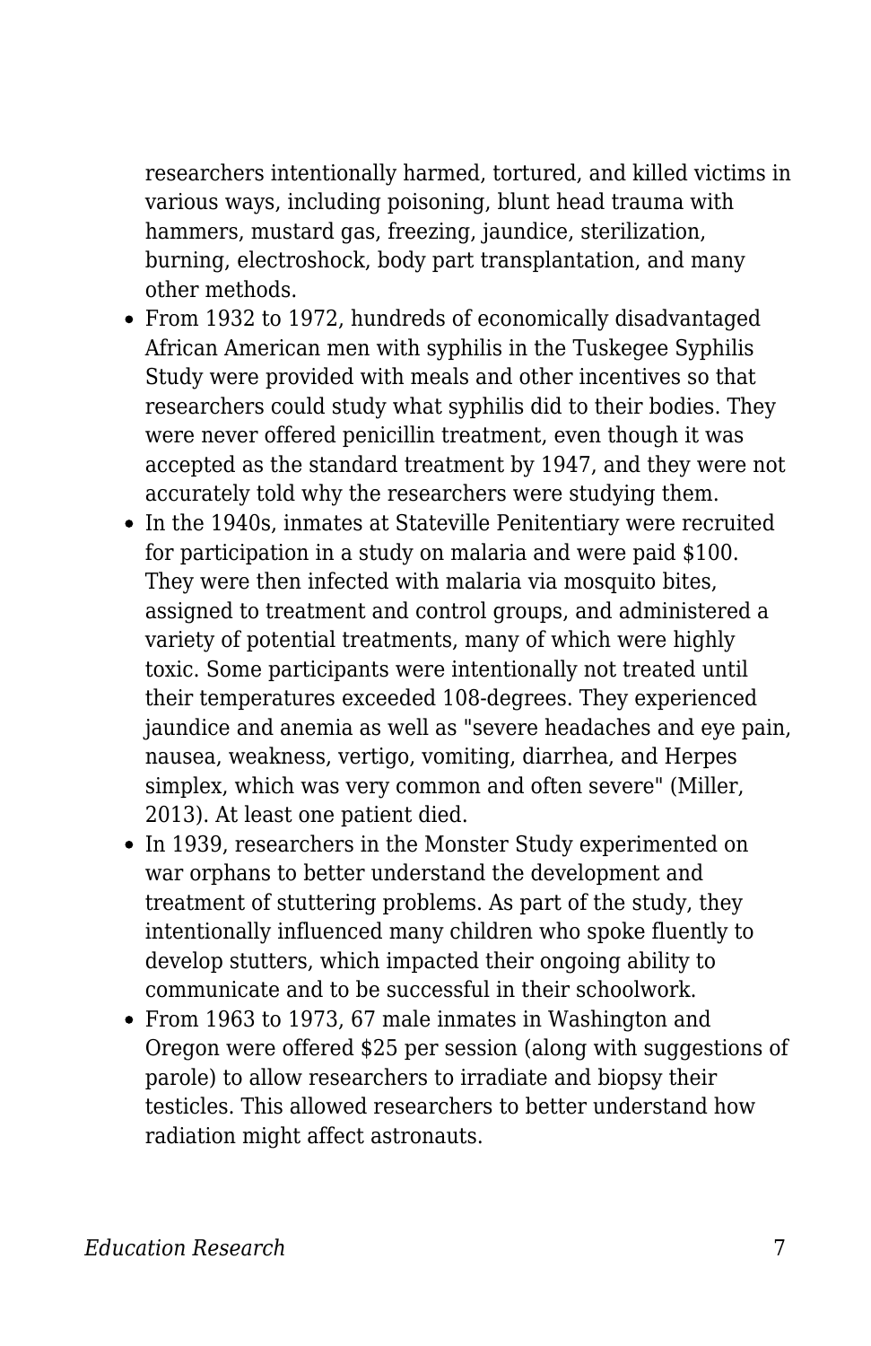researchers intentionally harmed, tortured, and killed victims in various ways, including poisoning, blunt head trauma with hammers, mustard gas, freezing, jaundice, sterilization, burning, electroshock, body part transplantation, and many other methods.

- From 1932 to 1972, hundreds of economically disadvantaged African American men with syphilis in the Tuskegee Syphilis Study were provided with meals and other incentives so that researchers could study what syphilis did to their bodies. They were never offered penicillin treatment, even though it was accepted as the standard treatment by 1947, and they were not accurately told why the researchers were studying them.
- In the 1940s, inmates at Stateville Penitentiary were recruited for participation in a study on malaria and were paid $100. They were then infected with malaria via mosquito bites, assigned to treatment and control groups, and administered a variety of potential treatments, many of which were highly toxic. Some participants were intentionally not treated until their temperatures exceeded 108-degrees. They experienced jaundice and anemia as well as "severe headaches and eye pain, nausea, weakness, vertigo, vomiting, diarrhea, and Herpes simplex, which was very common and often severe" (Miller, 2013). At least one patient died.
- In 1939, researchers in the Monster Study experimented on war orphans to better understand the development and treatment of stuttering problems. As part of the study, they intentionally influenced many children who spoke fluently to develop stutters, which impacted their ongoing ability to communicate and to be successful in their schoolwork.
- From 1963 to 1973, 67 male inmates in Washington and Oregon were offered $25 per session (along with suggestions of parole) to allow researchers to irradiate and biopsy their testicles. This allowed researchers to better understand how radiation might affect astronauts.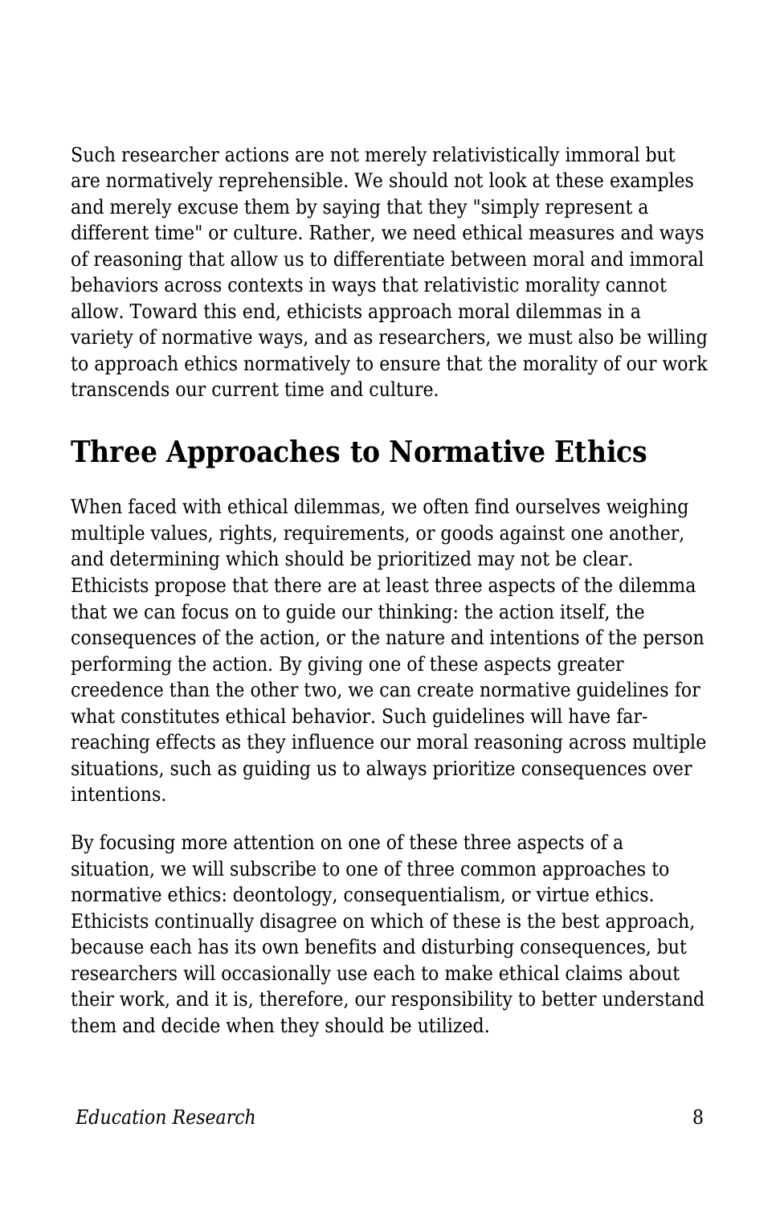Such researcher actions are not merely relativistically immoral but are normatively reprehensible. We should not look at these examples and merely excuse them by saying that they "simply represent a different time" or culture. Rather, we need ethical measures and ways of reasoning that allow us to differentiate between moral and immoral behaviors across contexts in ways that relativistic morality cannot allow. Toward this end, ethicists approach moral dilemmas in a variety of normative ways, and as researchers, we must also be willing to approach ethics normatively to ensure that the morality of our work transcends our current time and culture.

## Three Approaches to Normative Ethics

When faced with ethical dilemmas, we often find ourselves weighing multiple values, rights, requirements, or goods against one another, and determining which should be prioritized may not be clear. Ethicists propose that there are at least three aspects of the dilemma that we can focus on to guide our thinking: the action itself, the consequences of the action, or the nature and intentions of the person performing the action. By giving one of these aspects greater creedence than the other two, we can create normative guidelines for what constitutes ethical behavior. Such guidelines will have far-reaching effects as they influence our moral reasoning across multiple situations, such as guiding us to always prioritize consequences over intentions.

By focusing more attention on one of these three aspects of a situation, we will subscribe to one of three common approaches to normative ethics: deontology, consequentialism, or virtue ethics. Ethicists continually disagree on which of these is the best approach, because each has its own benefits and disturbing consequences, but researchers will occasionally use each to make ethical claims about their work, and it is, therefore, our responsibility to better understand them and decide when they should be utilized.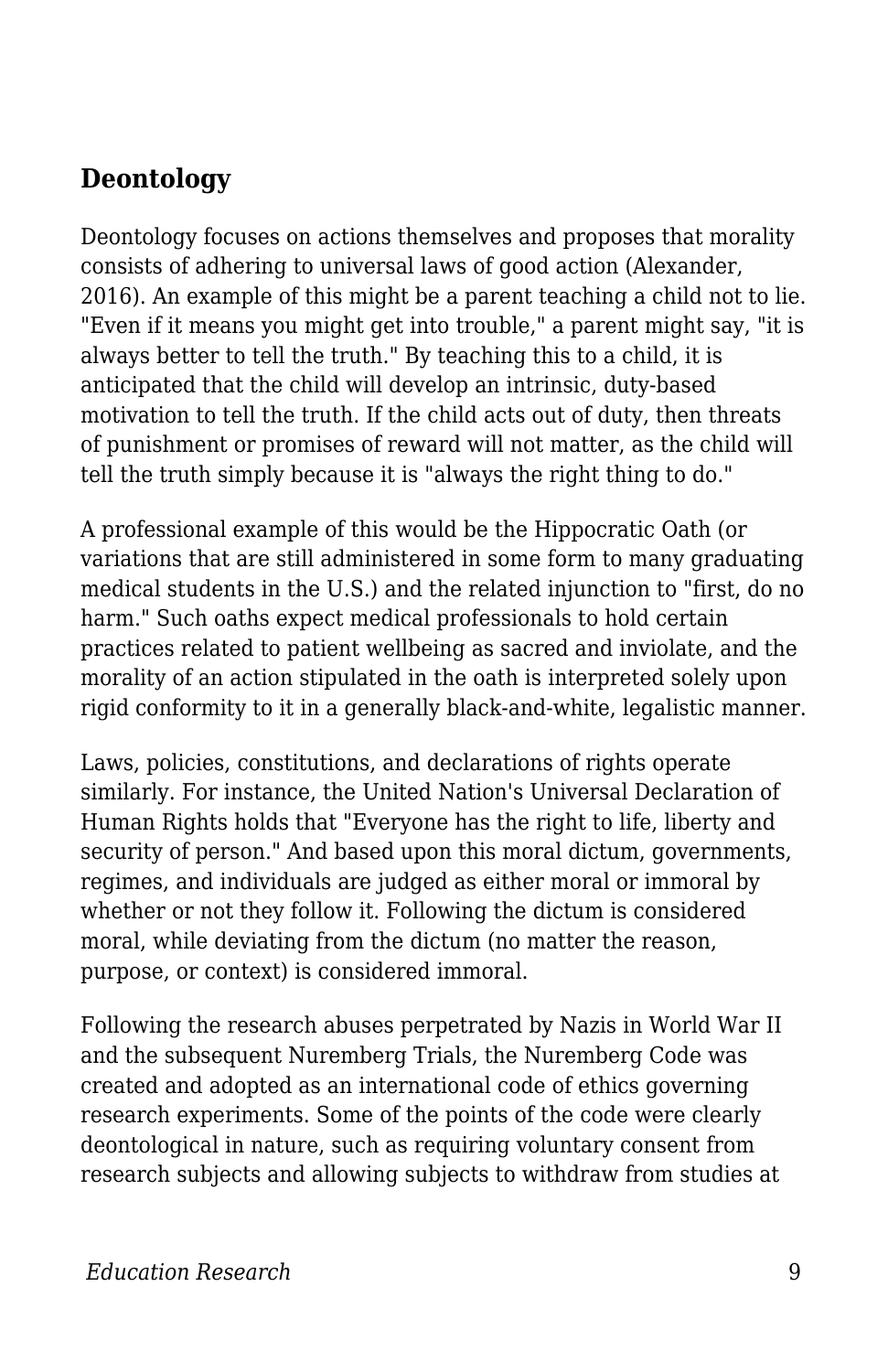## Deontology

Deontology focuses on actions themselves and proposes that morality consists of adhering to universal laws of good action (Alexander, 2016). An example of this might be a parent teaching a child not to lie. "Even if it means you might get into trouble," a parent might say, "it is always better to tell the truth." By teaching this to a child, it is anticipated that the child will develop an intrinsic, duty-based motivation to tell the truth. If the child acts out of duty, then threats of punishment or promises of reward will not matter, as the child will tell the truth simply because it is "always the right thing to do."

A professional example of this would be the Hippocratic Oath (or variations that are still administered in some form to many graduating medical students in the U.S.) and the related injunction to "first, do no harm." Such oaths expect medical professionals to hold certain practices related to patient wellbeing as sacred and inviolate, and the morality of an action stipulated in the oath is interpreted solely upon rigid conformity to it in a generally black-and-white, legalistic manner.

Laws, policies, constitutions, and declarations of rights operate similarly. For instance, the United Nation's Universal Declaration of Human Rights holds that "Everyone has the right to life, liberty and security of person." And based upon this moral dictum, governments, regimes, and individuals are judged as either moral or immoral by whether or not they follow it. Following the dictum is considered moral, while deviating from the dictum (no matter the reason, purpose, or context) is considered immoral.

Following the research abuses perpetrated by Nazis in World War II and the subsequent Nuremberg Trials, the Nuremberg Code was created and adopted as an international code of ethics governing research experiments. Some of the points of the code were clearly deontological in nature, such as requiring voluntary consent from research subjects and allowing subjects to withdraw from studies at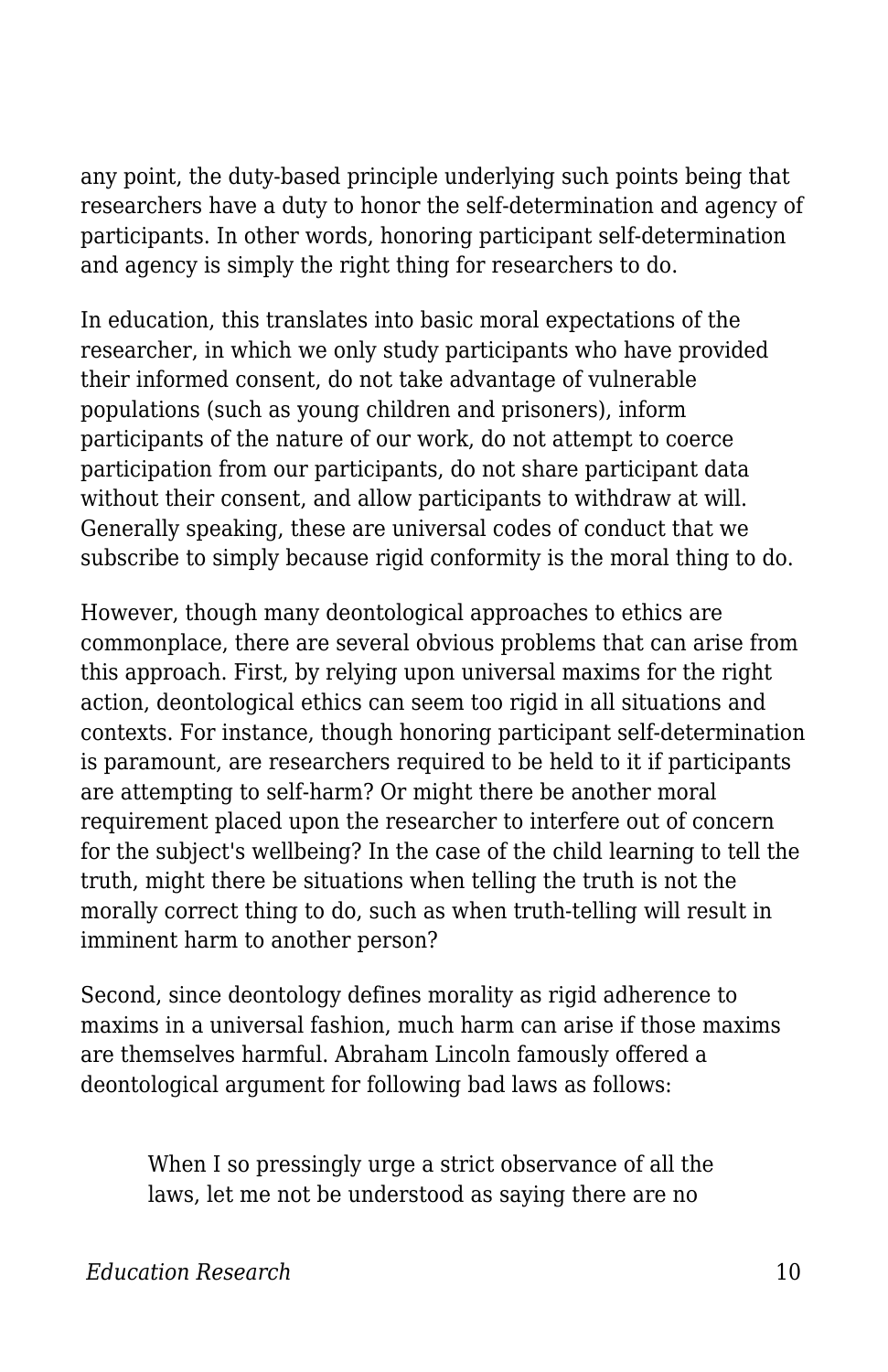any point, the duty-based principle underlying such points being that researchers have a duty to honor the self-determination and agency of participants. In other words, honoring participant self-determination and agency is simply the right thing for researchers to do.

In education, this translates into basic moral expectations of the researcher, in which we only study participants who have provided their informed consent, do not take advantage of vulnerable populations (such as young children and prisoners), inform participants of the nature of our work, do not attempt to coerce participation from our participants, do not share participant data without their consent, and allow participants to withdraw at will. Generally speaking, these are universal codes of conduct that we subscribe to simply because rigid conformity is the moral thing to do.

However, though many deontological approaches to ethics are commonplace, there are several obvious problems that can arise from this approach. First, by relying upon universal maxims for the right action, deontological ethics can seem too rigid in all situations and contexts. For instance, though honoring participant self-determination is paramount, are researchers required to be held to it if participants are attempting to self-harm? Or might there be another moral requirement placed upon the researcher to interfere out of concern for the subject's wellbeing? In the case of the child learning to tell the truth, might there be situations when telling the truth is not the morally correct thing to do, such as when truth-telling will result in imminent harm to another person?

Second, since deontology defines morality as rigid adherence to maxims in a universal fashion, much harm can arise if those maxims are themselves harmful. Abraham Lincoln famously offered a deontological argument for following bad laws as follows:

> When I so pressingly urge a strict observance of all the laws, let me not be understood as saying there are no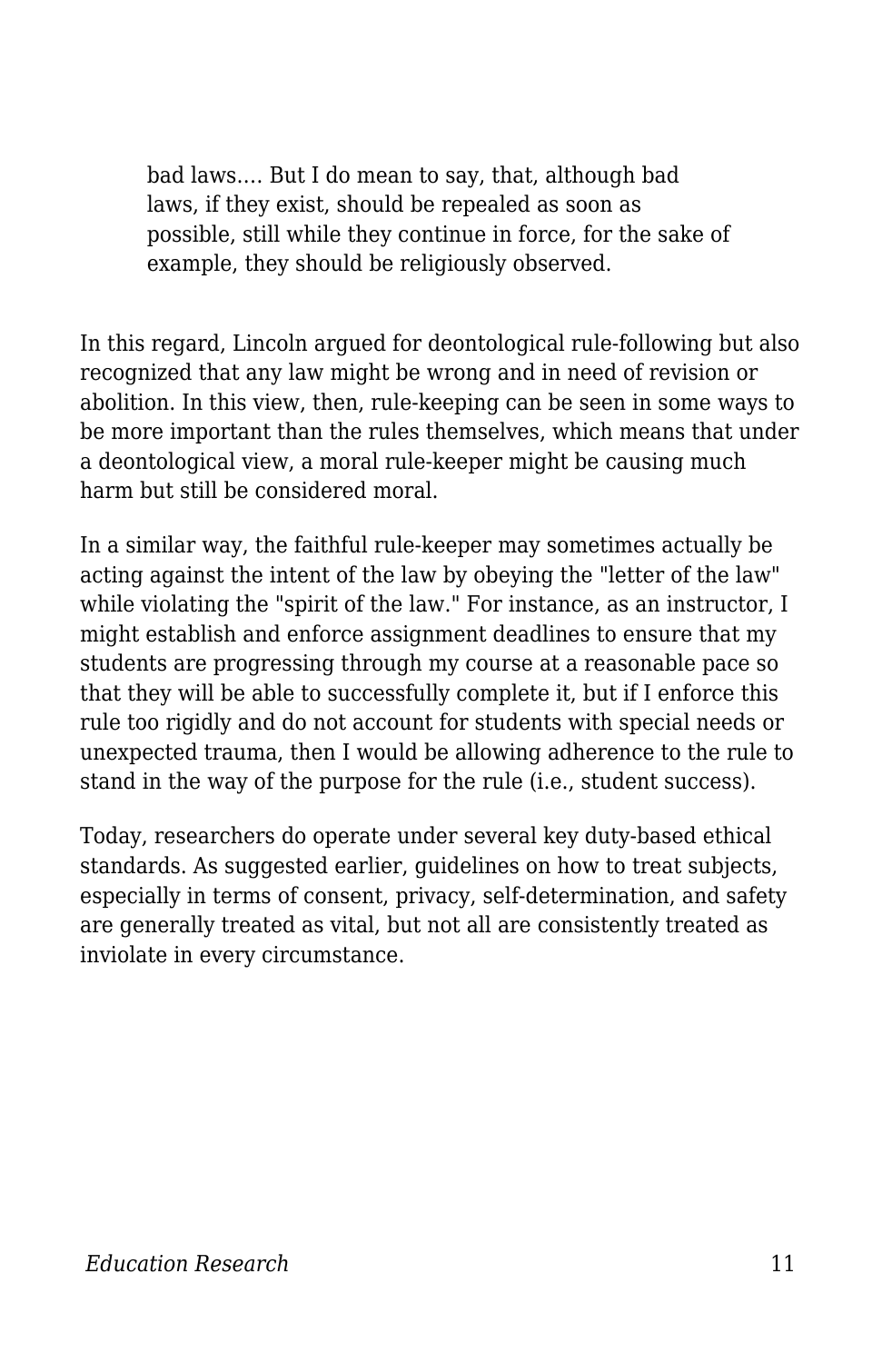> bad laws.... But I do mean to say, that, although bad laws, if they exist, should be repealed as soon as possible, still while they continue in force, for the sake of example, they should be religiously observed.

In this regard, Lincoln argued for deontological rule-following but also recognized that any law might be wrong and in need of revision or abolition. In this view, then, rule-keeping can be seen in some ways to be more important than the rules themselves, which means that under a deontological view, a moral rule-keeper might be causing much harm but still be considered moral.

In a similar way, the faithful rule-keeper may sometimes actually be acting against the intent of the law by obeying the "letter of the law" while violating the "spirit of the law." For instance, as an instructor, I might establish and enforce assignment deadlines to ensure that my students are progressing through my course at a reasonable pace so that they will be able to successfully complete it, but if I enforce this rule too rigidly and do not account for students with special needs or unexpected trauma, then I would be allowing adherence to the rule to stand in the way of the purpose for the rule (i.e., student success).

Today, researchers do operate under several key duty-based ethical standards. As suggested earlier, guidelines on how to treat subjects, especially in terms of consent, privacy, self-determination, and safety are generally treated as vital, but not all are consistently treated as inviolate in every circumstance.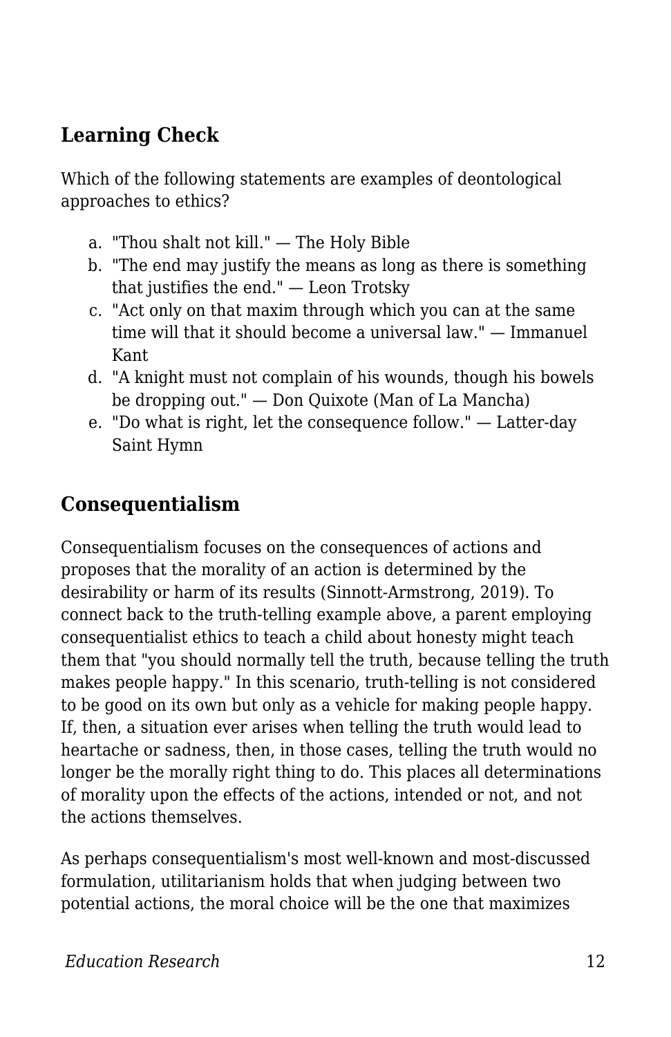### Learning Check

Which of the following statements are examples of deontological approaches to ethics?

a. "Thou shalt not kill." — The Holy Bible
b. "The end may justify the means as long as there is something that justifies the end." — Leon Trotsky
c. "Act only on that maxim through which you can at the same time will that it should become a universal law." — Immanuel Kant
d. "A knight must not complain of his wounds, though his bowels be dropping out." — Don Quixote (Man of La Mancha)
e. "Do what is right, let the consequence follow." — Latter-day Saint Hymn

## Consequentialism

Consequentialism focuses on the consequences of actions and proposes that the morality of an action is determined by the desirability or harm of its results (Sinnott-Armstrong, 2019). To connect back to the truth-telling example above, a parent employing consequentialist ethics to teach a child about honesty might teach them that "you should normally tell the truth, because telling the truth makes people happy." In this scenario, truth-telling is not considered to be good on its own but only as a vehicle for making people happy. If, then, a situation ever arises when telling the truth would lead to heartache or sadness, then, in those cases, telling the truth would no longer be the morally right thing to do. This places all determinations of morality upon the effects of the actions, intended or not, and not the actions themselves.

As perhaps consequentialism's most well-known and most-discussed formulation, utilitarianism holds that when judging between two potential actions, the moral choice will be the one that maximizes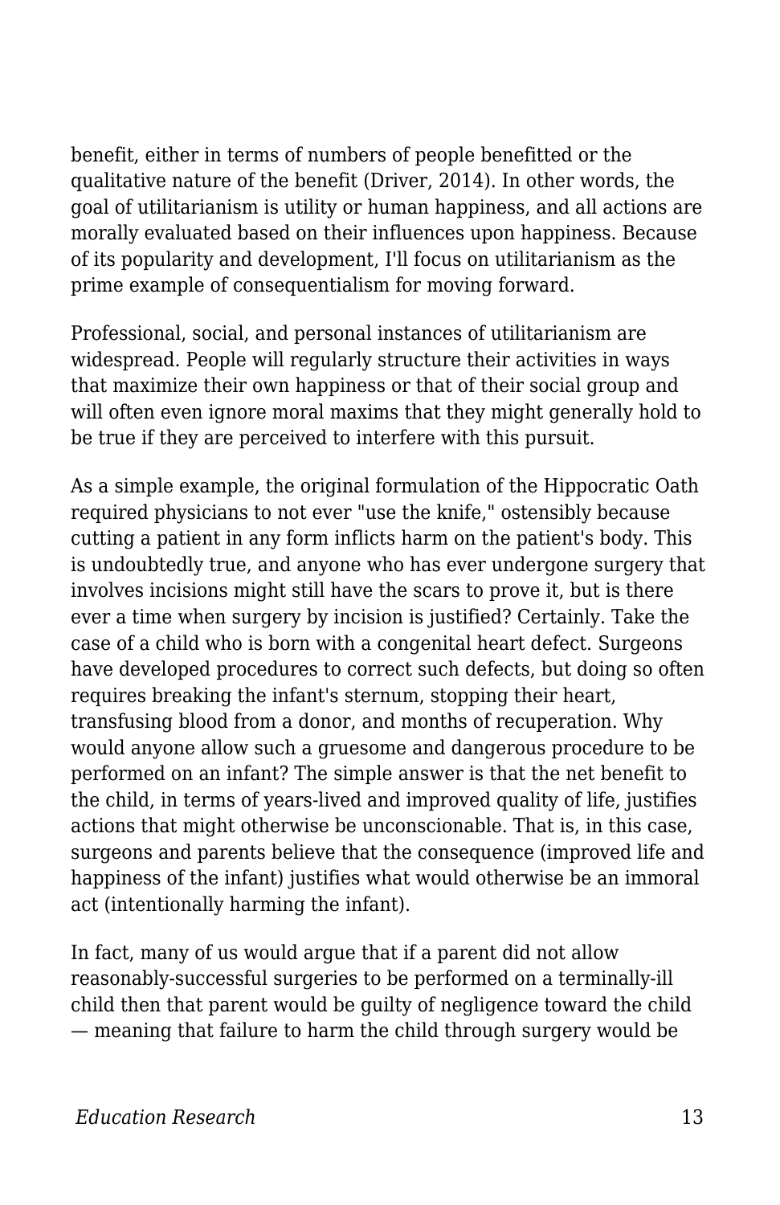benefit, either in terms of numbers of people benefitted or the qualitative nature of the benefit (Driver, 2014). In other words, the goal of utilitarianism is utility or human happiness, and all actions are morally evaluated based on their influences upon happiness. Because of its popularity and development, I'll focus on utilitarianism as the prime example of consequentialism for moving forward.

Professional, social, and personal instances of utilitarianism are widespread. People will regularly structure their activities in ways that maximize their own happiness or that of their social group and will often even ignore moral maxims that they might generally hold to be true if they are perceived to interfere with this pursuit.

As a simple example, the original formulation of the Hippocratic Oath required physicians to not ever "use the knife," ostensibly because cutting a patient in any form inflicts harm on the patient's body. This is undoubtedly true, and anyone who has ever undergone surgery that involves incisions might still have the scars to prove it, but is there ever a time when surgery by incision is justified? Certainly. Take the case of a child who is born with a congenital heart defect. Surgeons have developed procedures to correct such defects, but doing so often requires breaking the infant's sternum, stopping their heart, transfusing blood from a donor, and months of recuperation. Why would anyone allow such a gruesome and dangerous procedure to be performed on an infant? The simple answer is that the net benefit to the child, in terms of years-lived and improved quality of life, justifies actions that might otherwise be unconscionable. That is, in this case, surgeons and parents believe that the consequence (improved life and happiness of the infant) justifies what would otherwise be an immoral act (intentionally harming the infant).

In fact, many of us would argue that if a parent did not allow reasonably-successful surgeries to be performed on a terminally-ill child then that parent would be guilty of negligence toward the child — meaning that failure to harm the child through surgery would be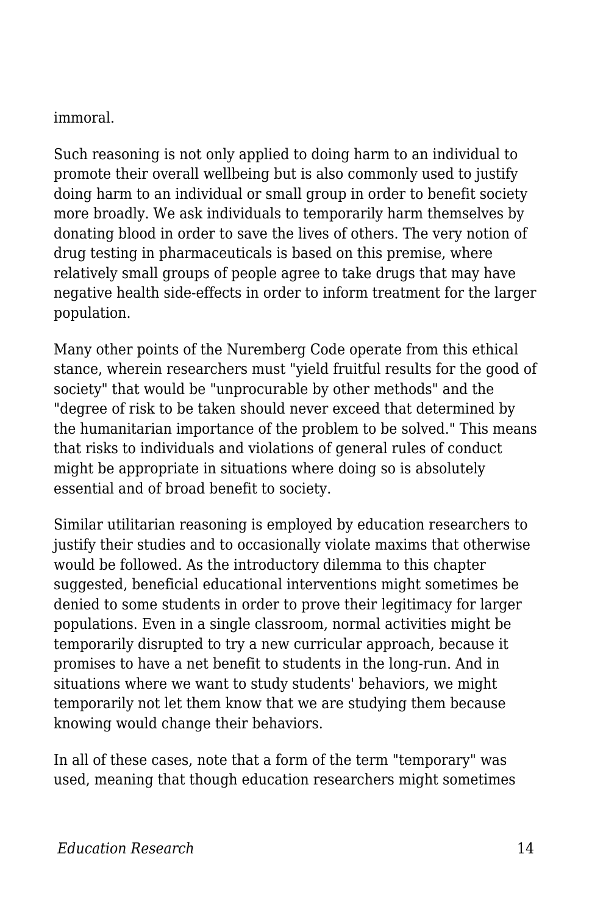immoral.

Such reasoning is not only applied to doing harm to an individual to promote their overall wellbeing but is also commonly used to justify doing harm to an individual or small group in order to benefit society more broadly. We ask individuals to temporarily harm themselves by donating blood in order to save the lives of others. The very notion of drug testing in pharmaceuticals is based on this premise, where relatively small groups of people agree to take drugs that may have negative health side-effects in order to inform treatment for the larger population.

Many other points of the Nuremberg Code operate from this ethical stance, wherein researchers must "yield fruitful results for the good of society" that would be "unprocurable by other methods" and the "degree of risk to be taken should never exceed that determined by the humanitarian importance of the problem to be solved." This means that risks to individuals and violations of general rules of conduct might be appropriate in situations where doing so is absolutely essential and of broad benefit to society.

Similar utilitarian reasoning is employed by education researchers to justify their studies and to occasionally violate maxims that otherwise would be followed. As the introductory dilemma to this chapter suggested, beneficial educational interventions might sometimes be denied to some students in order to prove their legitimacy for larger populations. Even in a single classroom, normal activities might be temporarily disrupted to try a new curricular approach, because it promises to have a net benefit to students in the long-run. And in situations where we want to study students' behaviors, we might temporarily not let them know that we are studying them because knowing would change their behaviors.

In all of these cases, note that a form of the term "temporary" was used, meaning that though education researchers might sometimes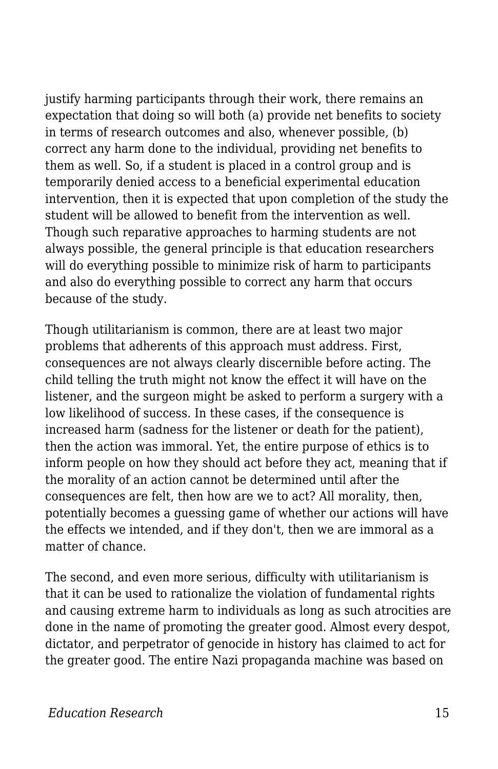justify harming participants through their work, there remains an expectation that doing so will both (a) provide net benefits to society in terms of research outcomes and also, whenever possible, (b) correct any harm done to the individual, providing net benefits to them as well. So, if a student is placed in a control group and is temporarily denied access to a beneficial experimental education intervention, then it is expected that upon completion of the study the student will be allowed to benefit from the intervention as well. Though such reparative approaches to harming students are not always possible, the general principle is that education researchers will do everything possible to minimize risk of harm to participants and also do everything possible to correct any harm that occurs because of the study.

Though utilitarianism is common, there are at least two major problems that adherents of this approach must address. First, consequences are not always clearly discernible before acting. The child telling the truth might not know the effect it will have on the listener, and the surgeon might be asked to perform a surgery with a low likelihood of success. In these cases, if the consequence is increased harm (sadness for the listener or death for the patient), then the action was immoral. Yet, the entire purpose of ethics is to inform people on how they should act before they act, meaning that if the morality of an action cannot be determined until after the consequences are felt, then how are we to act? All morality, then, potentially becomes a guessing game of whether our actions will have the effects we intended, and if they don't, then we are immoral as a matter of chance.

The second, and even more serious, difficulty with utilitarianism is that it can be used to rationalize the violation of fundamental rights and causing extreme harm to individuals as long as such atrocities are done in the name of promoting the greater good. Almost every despot, dictator, and perpetrator of genocide in history has claimed to act for the greater good. The entire Nazi propaganda machine was based on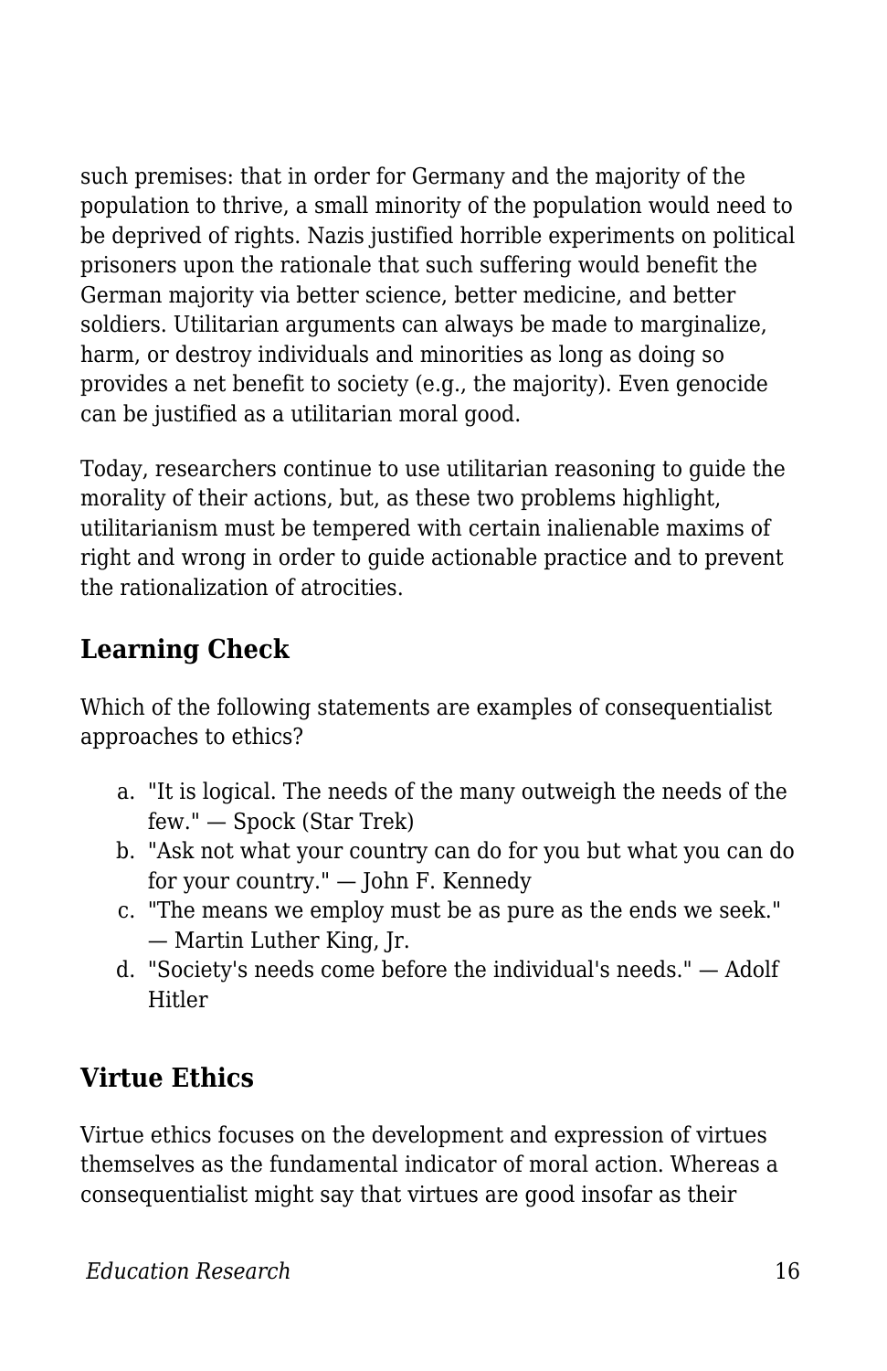such premises: that in order for Germany and the majority of the population to thrive, a small minority of the population would need to be deprived of rights. Nazis justified horrible experiments on political prisoners upon the rationale that such suffering would benefit the German majority via better science, better medicine, and better soldiers. Utilitarian arguments can always be made to marginalize, harm, or destroy individuals and minorities as long as doing so provides a net benefit to society (e.g., the majority). Even genocide can be justified as a utilitarian moral good.

Today, researchers continue to use utilitarian reasoning to guide the morality of their actions, but, as these two problems highlight, utilitarianism must be tempered with certain inalienable maxims of right and wrong in order to guide actionable practice and to prevent the rationalization of atrocities.

## Learning Check

Which of the following statements are examples of consequentialist approaches to ethics?

a. "It is logical. The needs of the many outweigh the needs of the few." — Spock (Star Trek)
b. "Ask not what your country can do for you but what you can do for your country." — John F. Kennedy
c. "The means we employ must be as pure as the ends we seek." — Martin Luther King, Jr.
d. "Society's needs come before the individual's needs." — Adolf Hitler

## Virtue Ethics

Virtue ethics focuses on the development and expression of virtues themselves as the fundamental indicator of moral action. Whereas a consequentialist might say that virtues are good insofar as their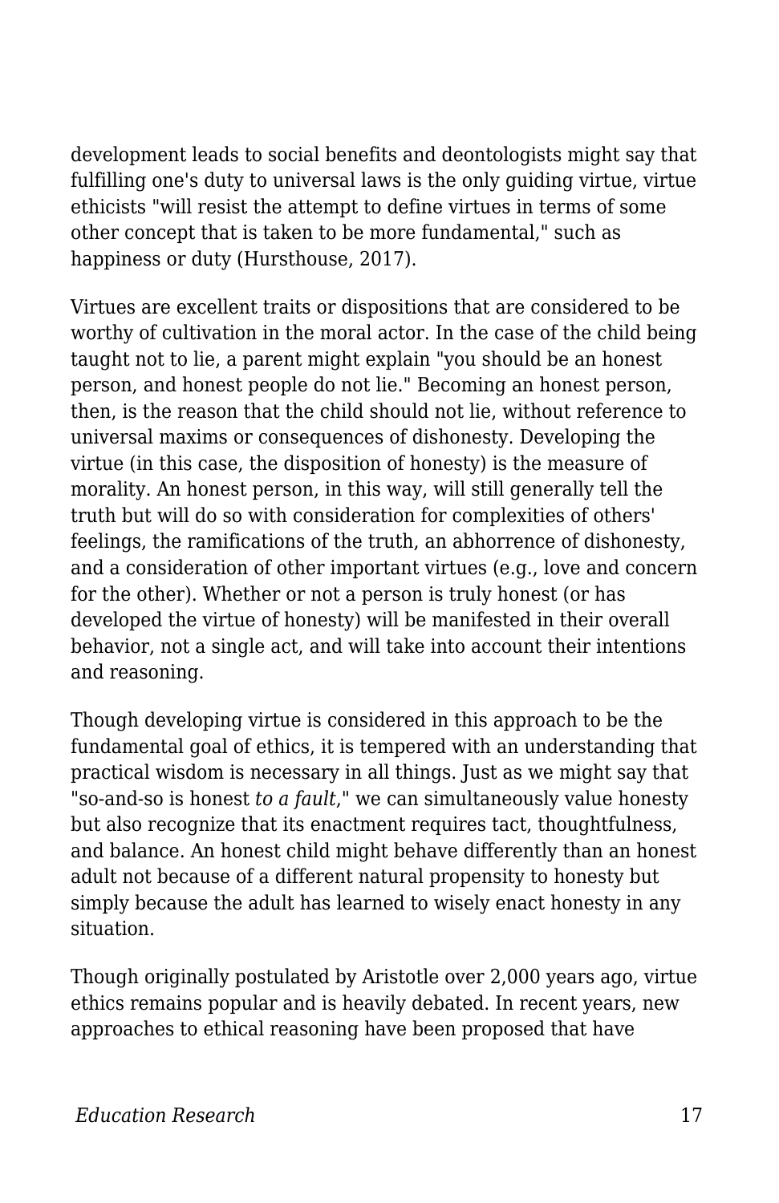development leads to social benefits and deontologists might say that fulfilling one's duty to universal laws is the only guiding virtue, virtue ethicists "will resist the attempt to define virtues in terms of some other concept that is taken to be more fundamental," such as happiness or duty (Hursthouse, 2017).

Virtues are excellent traits or dispositions that are considered to be worthy of cultivation in the moral actor. In the case of the child being taught not to lie, a parent might explain "you should be an honest person, and honest people do not lie." Becoming an honest person, then, is the reason that the child should not lie, without reference to universal maxims or consequences of dishonesty. Developing the virtue (in this case, the disposition of honesty) is the measure of morality. An honest person, in this way, will still generally tell the truth but will do so with consideration for complexities of others' feelings, the ramifications of the truth, an abhorrence of dishonesty, and a consideration of other important virtues (e.g., love and concern for the other). Whether or not a person is truly honest (or has developed the virtue of honesty) will be manifested in their overall behavior, not a single act, and will take into account their intentions and reasoning.

Though developing virtue is considered in this approach to be the fundamental goal of ethics, it is tempered with an understanding that practical wisdom is necessary in all things. Just as we might say that "so-and-so is honest *to a fault*," we can simultaneously value honesty but also recognize that its enactment requires tact, thoughtfulness, and balance. An honest child might behave differently than an honest adult not because of a different natural propensity to honesty but simply because the adult has learned to wisely enact honesty in any situation.

Though originally postulated by Aristotle over 2,000 years ago, virtue ethics remains popular and is heavily debated. In recent years, new approaches to ethical reasoning have been proposed that have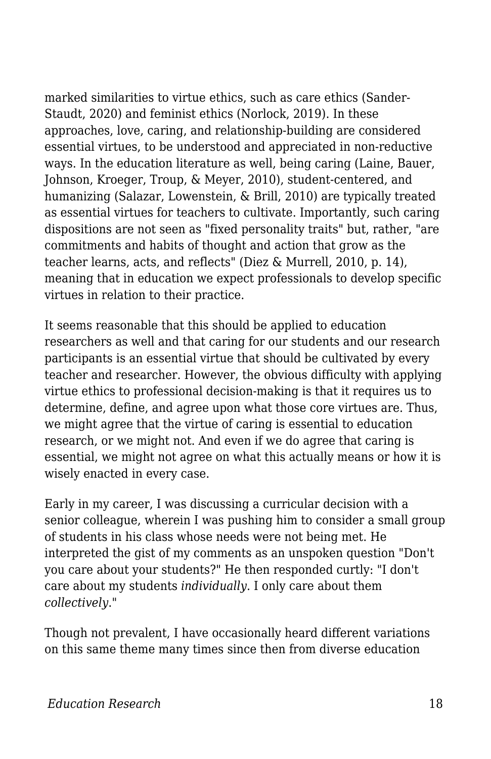marked similarities to virtue ethics, such as care ethics (Sander-Staudt, 2020) and feminist ethics (Norlock, 2019). In these approaches, love, caring, and relationship-building are considered essential virtues, to be understood and appreciated in non-reductive ways. In the education literature as well, being caring (Laine, Bauer, Johnson, Kroeger, Troup, & Meyer, 2010), student-centered, and humanizing (Salazar, Lowenstein, & Brill, 2010) are typically treated as essential virtues for teachers to cultivate. Importantly, such caring dispositions are not seen as "fixed personality traits" but, rather, "are commitments and habits of thought and action that grow as the teacher learns, acts, and reflects" (Diez & Murrell, 2010, p. 14), meaning that in education we expect professionals to develop specific virtues in relation to their practice.

It seems reasonable that this should be applied to education researchers as well and that caring for our students and our research participants is an essential virtue that should be cultivated by every teacher and researcher. However, the obvious difficulty with applying virtue ethics to professional decision-making is that it requires us to determine, define, and agree upon what those core virtues are. Thus, we might agree that the virtue of caring is essential to education research, or we might not. And even if we do agree that caring is essential, we might not agree on what this actually means or how it is wisely enacted in every case.

Early in my career, I was discussing a curricular decision with a senior colleague, wherein I was pushing him to consider a small group of students in his class whose needs were not being met. He interpreted the gist of my comments as an unspoken question "Don't you care about your students?" He then responded curtly: "I don't care about my students *individually*. I only care about them *collectively*."

Though not prevalent, I have occasionally heard different variations on this same theme many times since then from diverse education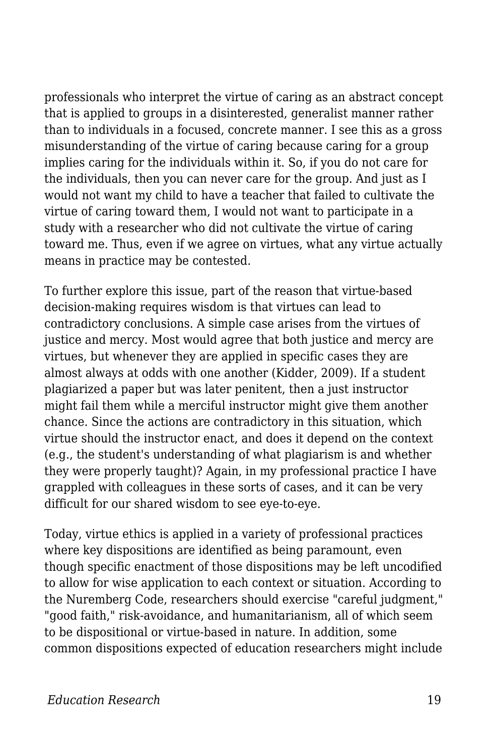professionals who interpret the virtue of caring as an abstract concept that is applied to groups in a disinterested, generalist manner rather than to individuals in a focused, concrete manner. I see this as a gross misunderstanding of the virtue of caring because caring for a group implies caring for the individuals within it. So, if you do not care for the individuals, then you can never care for the group. And just as I would not want my child to have a teacher that failed to cultivate the virtue of caring toward them, I would not want to participate in a study with a researcher who did not cultivate the virtue of caring toward me. Thus, even if we agree on virtues, what any virtue actually means in practice may be contested.

To further explore this issue, part of the reason that virtue-based decision-making requires wisdom is that virtues can lead to contradictory conclusions. A simple case arises from the virtues of justice and mercy. Most would agree that both justice and mercy are virtues, but whenever they are applied in specific cases they are almost always at odds with one another (Kidder, 2009). If a student plagiarized a paper but was later penitent, then a just instructor might fail them while a merciful instructor might give them another chance. Since the actions are contradictory in this situation, which virtue should the instructor enact, and does it depend on the context (e.g., the student's understanding of what plagiarism is and whether they were properly taught)? Again, in my professional practice I have grappled with colleagues in these sorts of cases, and it can be very difficult for our shared wisdom to see eye-to-eye.

Today, virtue ethics is applied in a variety of professional practices where key dispositions are identified as being paramount, even though specific enactment of those dispositions may be left uncodified to allow for wise application to each context or situation. According to the Nuremberg Code, researchers should exercise "careful judgment," "good faith," risk-avoidance, and humanitarianism, all of which seem to be dispositional or virtue-based in nature. In addition, some common dispositions expected of education researchers might include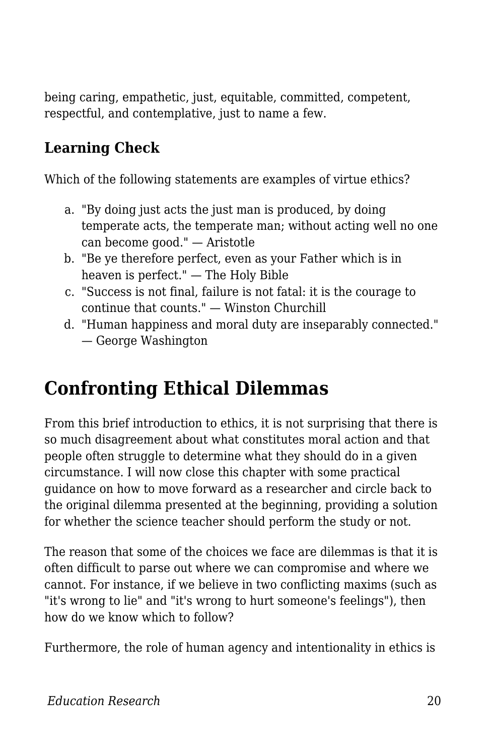being caring, empathetic, just, equitable, committed, competent, respectful, and contemplative, just to name a few.

### Learning Check

Which of the following statements are examples of virtue ethics?

a. "By doing just acts the just man is produced, by doing temperate acts, the temperate man; without acting well no one can become good." — Aristotle
b. "Be ye therefore perfect, even as your Father which is in heaven is perfect." — The Holy Bible
c. "Success is not final, failure is not fatal: it is the courage to continue that counts." — Winston Churchill
d. "Human happiness and moral duty are inseparably connected." — George Washington

## Confronting Ethical Dilemmas

From this brief introduction to ethics, it is not surprising that there is so much disagreement about what constitutes moral action and that people often struggle to determine what they should do in a given circumstance. I will now close this chapter with some practical guidance on how to move forward as a researcher and circle back to the original dilemma presented at the beginning, providing a solution for whether the science teacher should perform the study or not.

The reason that some of the choices we face are dilemmas is that it is often difficult to parse out where we can compromise and where we cannot. For instance, if we believe in two conflicting maxims (such as "it's wrong to lie" and "it's wrong to hurt someone's feelings"), then how do we know which to follow?

Furthermore, the role of human agency and intentionality in ethics is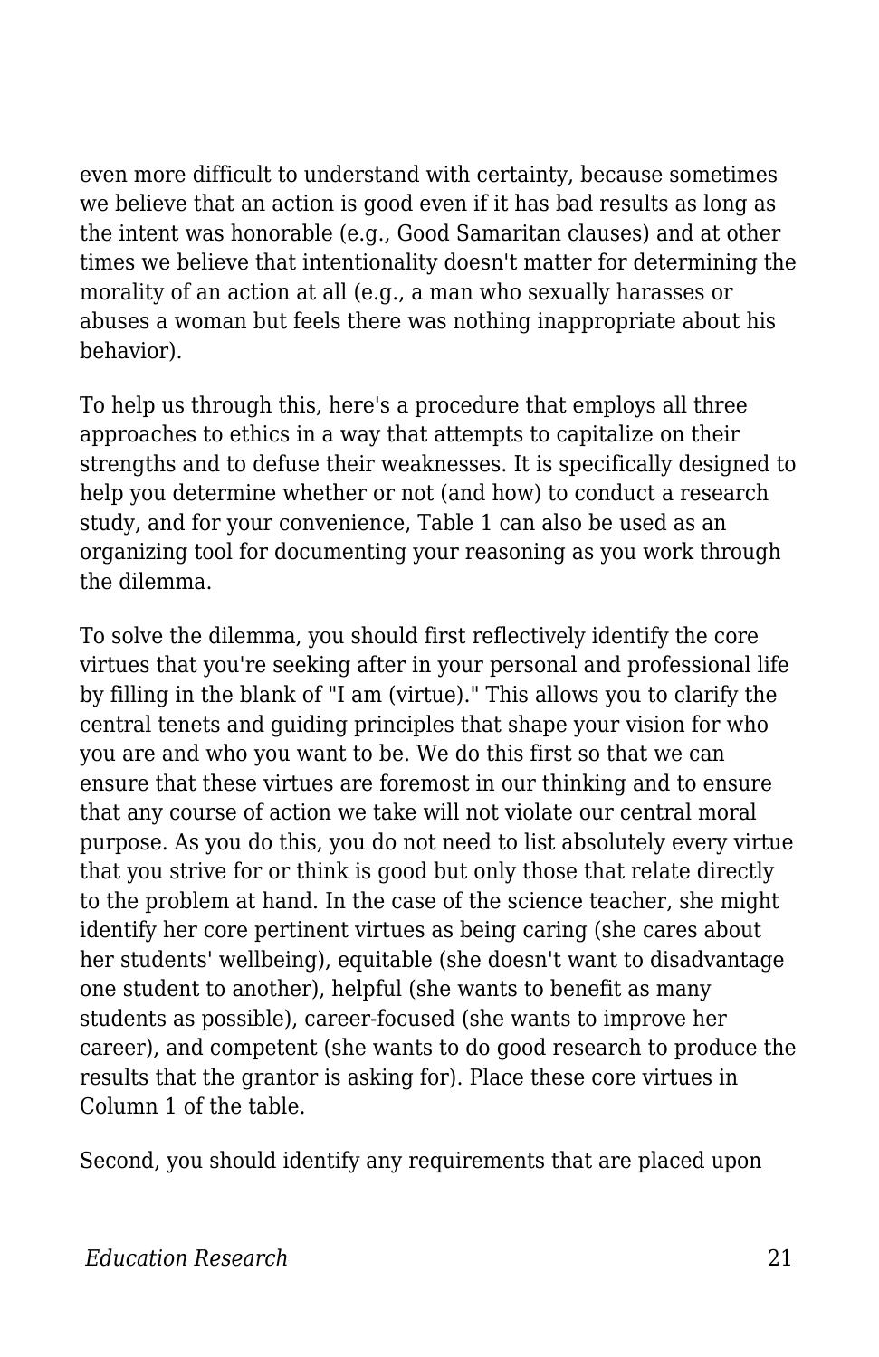even more difficult to understand with certainty, because sometimes we believe that an action is good even if it has bad results as long as the intent was honorable (e.g., Good Samaritan clauses) and at other times we believe that intentionality doesn't matter for determining the morality of an action at all (e.g., a man who sexually harasses or abuses a woman but feels there was nothing inappropriate about his behavior).

To help us through this, here's a procedure that employs all three approaches to ethics in a way that attempts to capitalize on their strengths and to defuse their weaknesses. It is specifically designed to help you determine whether or not (and how) to conduct a research study, and for your convenience, Table 1 can also be used as an organizing tool for documenting your reasoning as you work through the dilemma.

To solve the dilemma, you should first reflectively identify the core virtues that you're seeking after in your personal and professional life by filling in the blank of "I am (virtue)." This allows you to clarify the central tenets and guiding principles that shape your vision for who you are and who you want to be. We do this first so that we can ensure that these virtues are foremost in our thinking and to ensure that any course of action we take will not violate our central moral purpose. As you do this, you do not need to list absolutely every virtue that you strive for or think is good but only those that relate directly to the problem at hand. In the case of the science teacher, she might identify her core pertinent virtues as being caring (she cares about her students' wellbeing), equitable (she doesn't want to disadvantage one student to another), helpful (she wants to benefit as many students as possible), career-focused (she wants to improve her career), and competent (she wants to do good research to produce the results that the grantor is asking for). Place these core virtues in Column 1 of the table.

Second, you should identify any requirements that are placed upon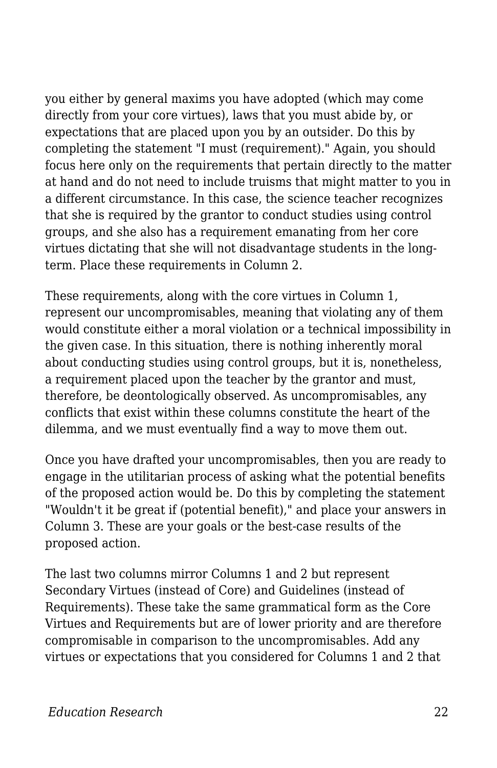you either by general maxims you have adopted (which may come directly from your core virtues), laws that you must abide by, or expectations that are placed upon you by an outsider. Do this by completing the statement "I must (requirement)." Again, you should focus here only on the requirements that pertain directly to the matter at hand and do not need to include truisms that might matter to you in a different circumstance. In this case, the science teacher recognizes that she is required by the grantor to conduct studies using control groups, and she also has a requirement emanating from her core virtues dictating that she will not disadvantage students in the long-term. Place these requirements in Column 2.

These requirements, along with the core virtues in Column 1, represent our uncompromisables, meaning that violating any of them would constitute either a moral violation or a technical impossibility in the given case. In this situation, there is nothing inherently moral about conducting studies using control groups, but it is, nonetheless, a requirement placed upon the teacher by the grantor and must, therefore, be deontologically observed. As uncompromisables, any conflicts that exist within these columns constitute the heart of the dilemma, and we must eventually find a way to move them out.

Once you have drafted your uncompromisables, then you are ready to engage in the utilitarian process of asking what the potential benefits of the proposed action would be. Do this by completing the statement "Wouldn't it be great if (potential benefit)," and place your answers in Column 3. These are your goals or the best-case results of the proposed action.

The last two columns mirror Columns 1 and 2 but represent Secondary Virtues (instead of Core) and Guidelines (instead of Requirements). These take the same grammatical form as the Core Virtues and Requirements but are of lower priority and are therefore compromisable in comparison to the uncompromisables. Add any virtues or expectations that you considered for Columns 1 and 2 that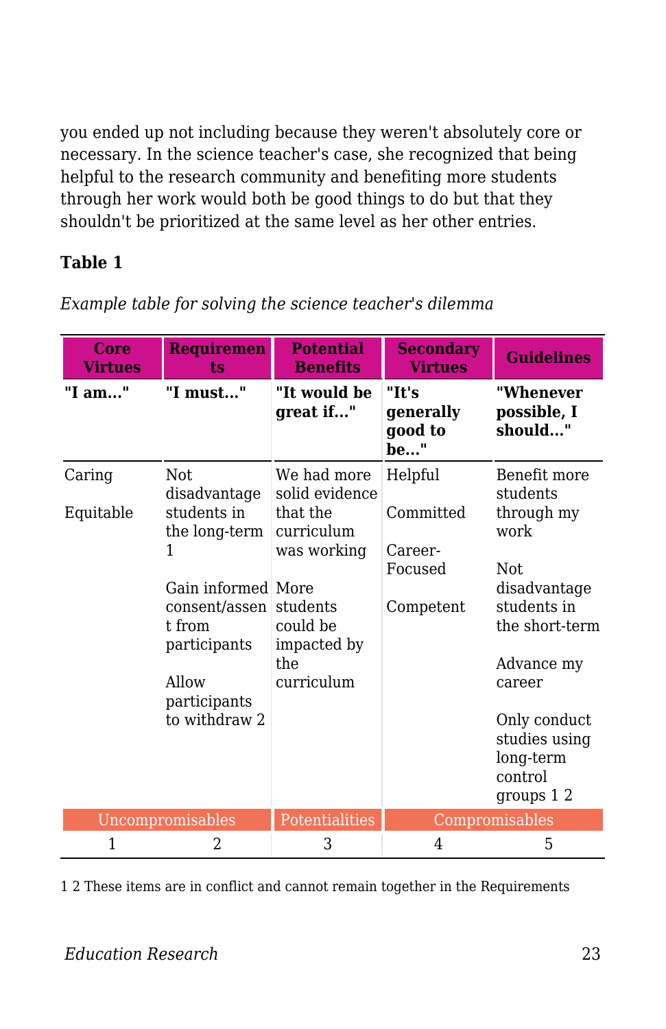you ended up not including because they weren't absolutely core or necessary. In the science teacher's case, she recognized that being helpful to the research community and benefiting more students through her work would both be good things to do but that they shouldn't be prioritized at the same level as her other entries.

**Table 1**

*Example table for solving the science teacher's dilemma*

| Core Virtues | Requirements | Potential Benefits | Secondary Virtues | Guidelines |
|---|---|---|---|---|
| **"I am..."** | **"I must..."** | **"It would be great if..."** | **"It's generally good to be..."** | **"Whenever possible, I should..."** |
| Caring<br><br>Equitable | Not disadvantage students in the long-term 1<br><br>Gain informed consent/assent from participants<br><br>Allow participants to withdraw 2 | We had more solid evidence that the curriculum was working<br><br>More students could be impacted by the curriculum | Helpful<br><br>Committed<br><br>Career-Focused<br><br>Competent | Benefit more students through my work<br><br>Not disadvantage students in the short-term<br><br>Advance my career<br><br>Only conduct studies using long-term control groups 1 2 |
| Uncompromisables | | Potentialities | Compromisables | |
| 1 | 2 | 3 | 4 | 5 |

1 2 These items are in conflict and cannot remain together in the Requirements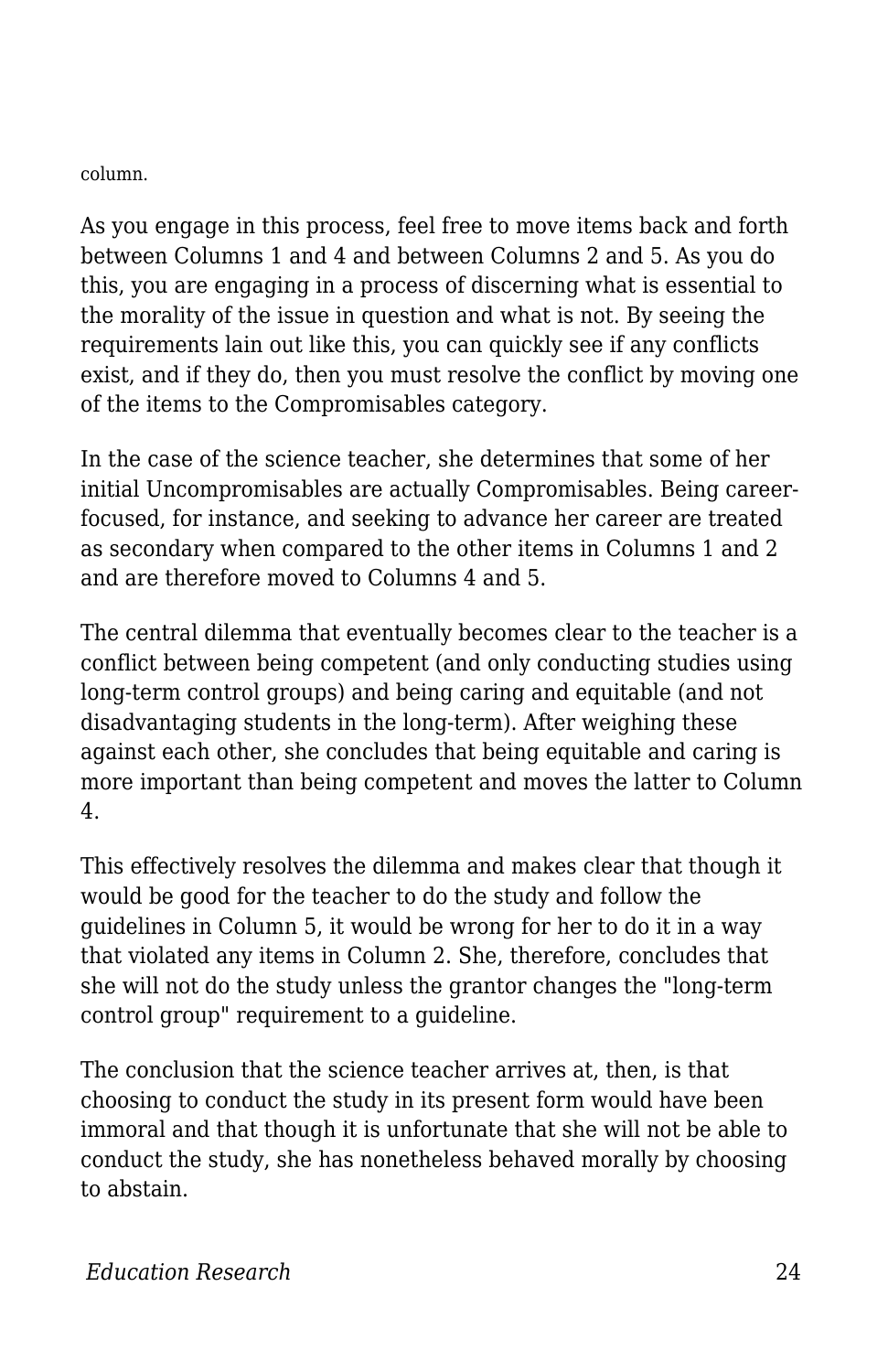column.

As you engage in this process, feel free to move items back and forth between Columns 1 and 4 and between Columns 2 and 5. As you do this, you are engaging in a process of discerning what is essential to the morality of the issue in question and what is not. By seeing the requirements lain out like this, you can quickly see if any conflicts exist, and if they do, then you must resolve the conflict by moving one of the items to the Compromisables category.

In the case of the science teacher, she determines that some of her initial Uncompromisables are actually Compromisables. Being career-focused, for instance, and seeking to advance her career are treated as secondary when compared to the other items in Columns 1 and 2 and are therefore moved to Columns 4 and 5.

The central dilemma that eventually becomes clear to the teacher is a conflict between being competent (and only conducting studies using long-term control groups) and being caring and equitable (and not disadvantaging students in the long-term). After weighing these against each other, she concludes that being equitable and caring is more important than being competent and moves the latter to Column 4.

This effectively resolves the dilemma and makes clear that though it would be good for the teacher to do the study and follow the guidelines in Column 5, it would be wrong for her to do it in a way that violated any items in Column 2. She, therefore, concludes that she will not do the study unless the grantor changes the "long-term control group" requirement to a guideline.

The conclusion that the science teacher arrives at, then, is that choosing to conduct the study in its present form would have been immoral and that though it is unfortunate that she will not be able to conduct the study, she has nonetheless behaved morally by choosing to abstain.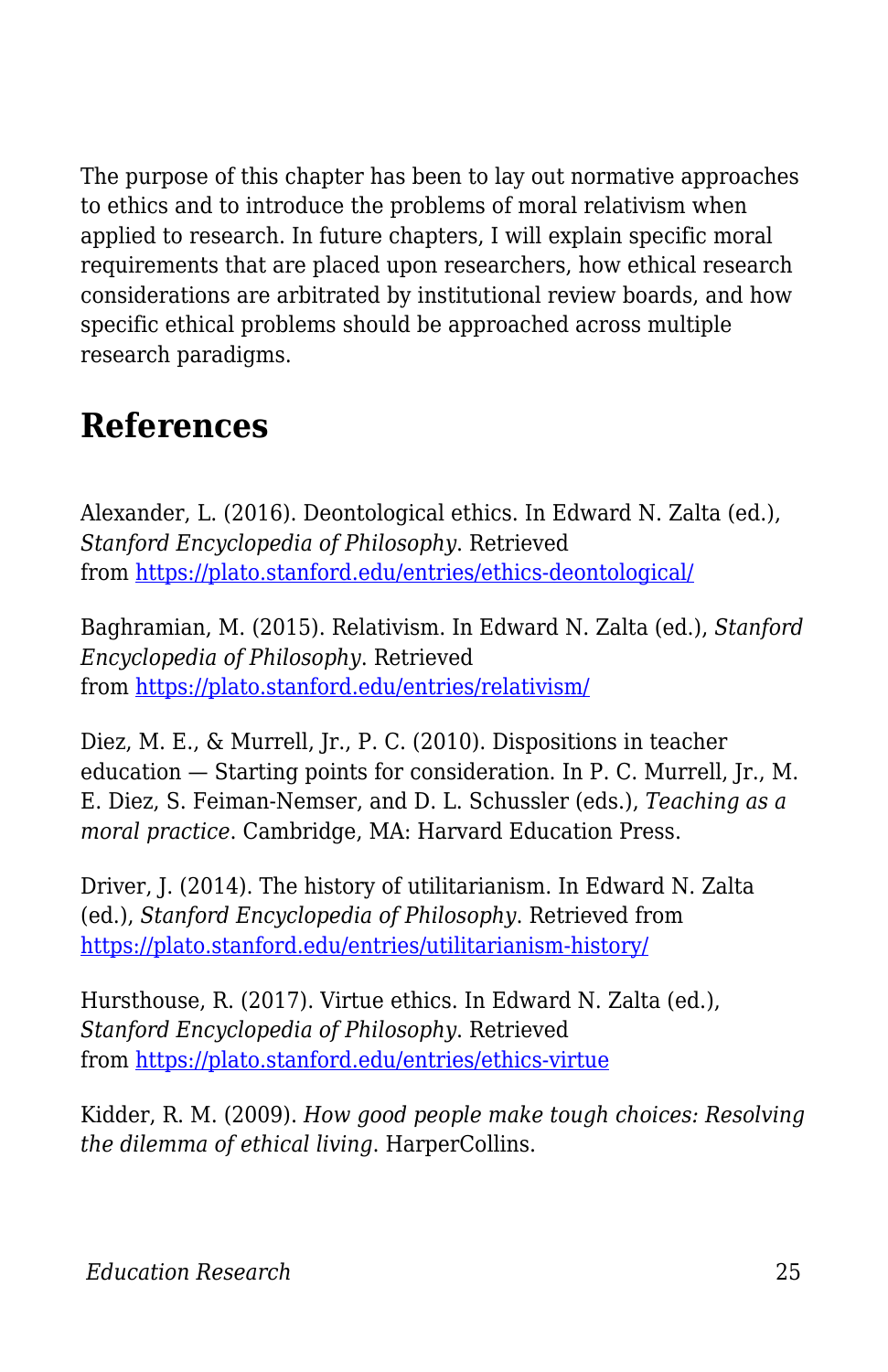The purpose of this chapter has been to lay out normative approaches to ethics and to introduce the problems of moral relativism when applied to research. In future chapters, I will explain specific moral requirements that are placed upon researchers, how ethical research considerations are arbitrated by institutional review boards, and how specific ethical problems should be approached across multiple research paradigms.

## References

Alexander, L. (2016). Deontological ethics. In Edward N. Zalta (ed.), *Stanford Encyclopedia of Philosophy*. Retrieved from https://plato.stanford.edu/entries/ethics-deontological/

Baghramian, M. (2015). Relativism. In Edward N. Zalta (ed.), *Stanford Encyclopedia of Philosophy*. Retrieved from https://plato.stanford.edu/entries/relativism/

Diez, M. E., & Murrell, Jr., P. C. (2010). Dispositions in teacher education — Starting points for consideration. In P. C. Murrell, Jr., M. E. Diez, S. Feiman-Nemser, and D. L. Schussler (eds.), *Teaching as a moral practice*. Cambridge, MA: Harvard Education Press.

Driver, J. (2014). The history of utilitarianism. In Edward N. Zalta (ed.), *Stanford Encyclopedia of Philosophy*. Retrieved from https://plato.stanford.edu/entries/utilitarianism-history/

Hursthouse, R. (2017). Virtue ethics. In Edward N. Zalta (ed.), *Stanford Encyclopedia of Philosophy*. Retrieved from https://plato.stanford.edu/entries/ethics-virtue

Kidder, R. M. (2009). *How good people make tough choices: Resolving the dilemma of ethical living.* HarperCollins.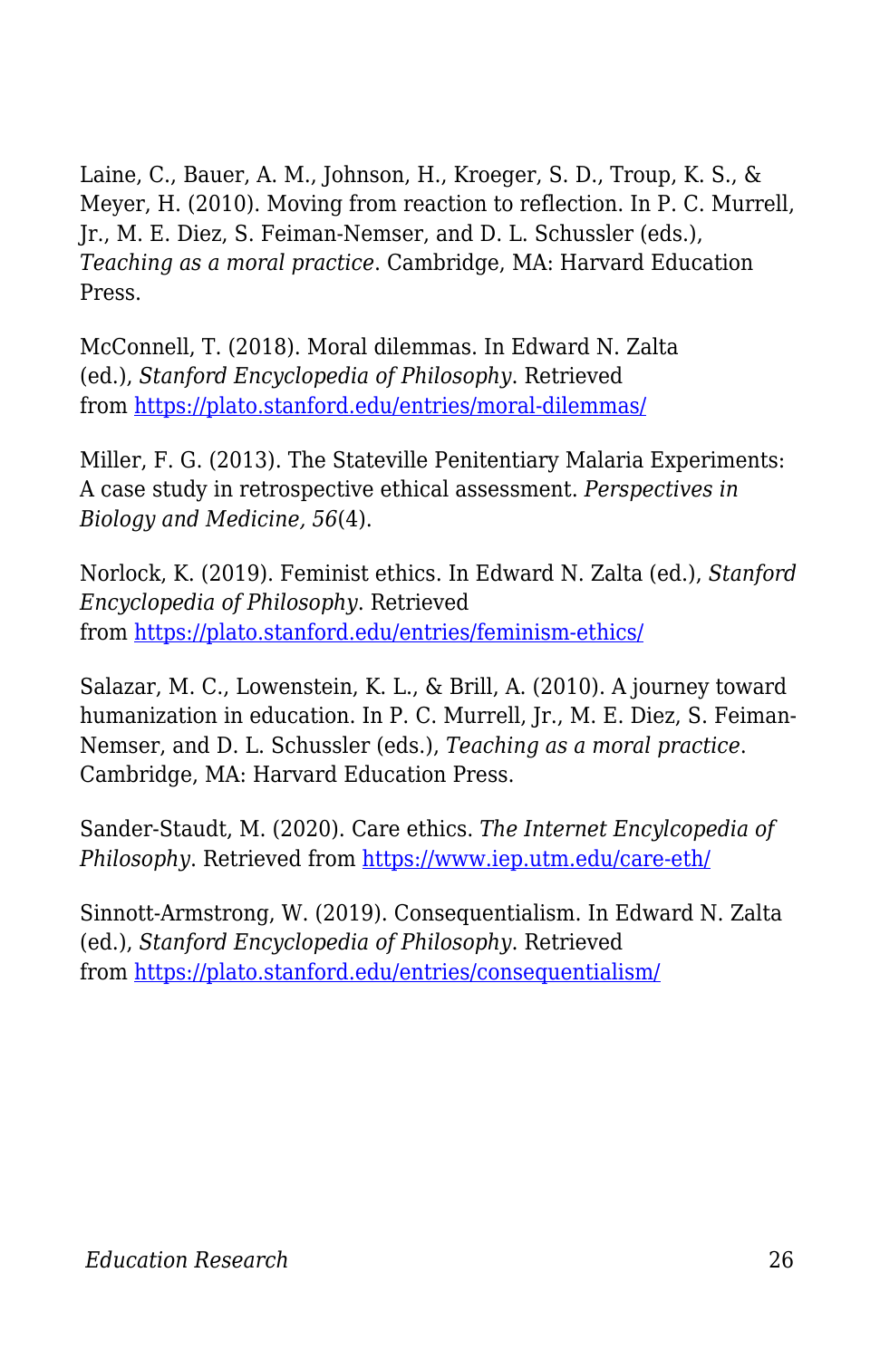Laine, C., Bauer, A. M., Johnson, H., Kroeger, S. D., Troup, K. S., & Meyer, H. (2010). Moving from reaction to reflection. In P. C. Murrell, Jr., M. E. Diez, S. Feiman-Nemser, and D. L. Schussler (eds.), *Teaching as a moral practice*. Cambridge, MA: Harvard Education Press.

McConnell, T. (2018). Moral dilemmas. In Edward N. Zalta (ed.), *Stanford Encyclopedia of Philosophy*. Retrieved from [https://plato.stanford.edu/entries/moral-dilemmas/](https://plato.stanford.edu/entries/moral-dilemmas/)

Miller, F. G. (2013). The Stateville Penitentiary Malaria Experiments: A case study in retrospective ethical assessment. *Perspectives in Biology and Medicine, 56*(4).

Norlock, K. (2019). Feminist ethics. In Edward N. Zalta (ed.), *Stanford Encyclopedia of Philosophy*. Retrieved from [https://plato.stanford.edu/entries/feminism-ethics/](https://plato.stanford.edu/entries/feminism-ethics/)

Salazar, M. C., Lowenstein, K. L., & Brill, A. (2010). A journey toward humanization in education. In P. C. Murrell, Jr., M. E. Diez, S. Feiman-Nemser, and D. L. Schussler (eds.), *Teaching as a moral practice*. Cambridge, MA: Harvard Education Press.

Sander-Staudt, M. (2020). Care ethics. *The Internet Encylcopedia of Philosophy*. Retrieved from [https://www.iep.utm.edu/care-eth/](https://www.iep.utm.edu/care-eth/)

Sinnott-Armstrong, W. (2019). Consequentialism. In Edward N. Zalta (ed.), *Stanford Encyclopedia of Philosophy*. Retrieved from [https://plato.stanford.edu/entries/consequentialism/](https://plato.stanford.edu/entries/consequentialism/)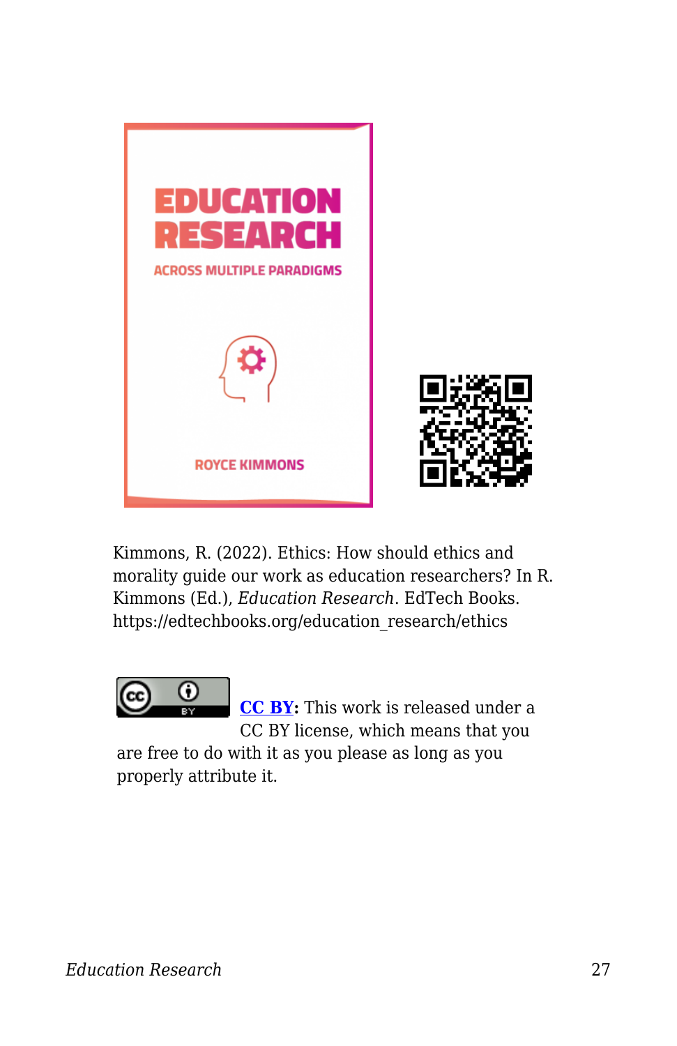Kimmons, R. (2022). Ethics: How should ethics and morality guide our work as education researchers? In R. Kimmons (Ed.), *Education Research*. EdTech Books. https://edtechbooks.org/education_research/ethics

**CC BY:** This work is released under a CC BY license, which means that you are free to do with it as you please as long as you properly attribute it.